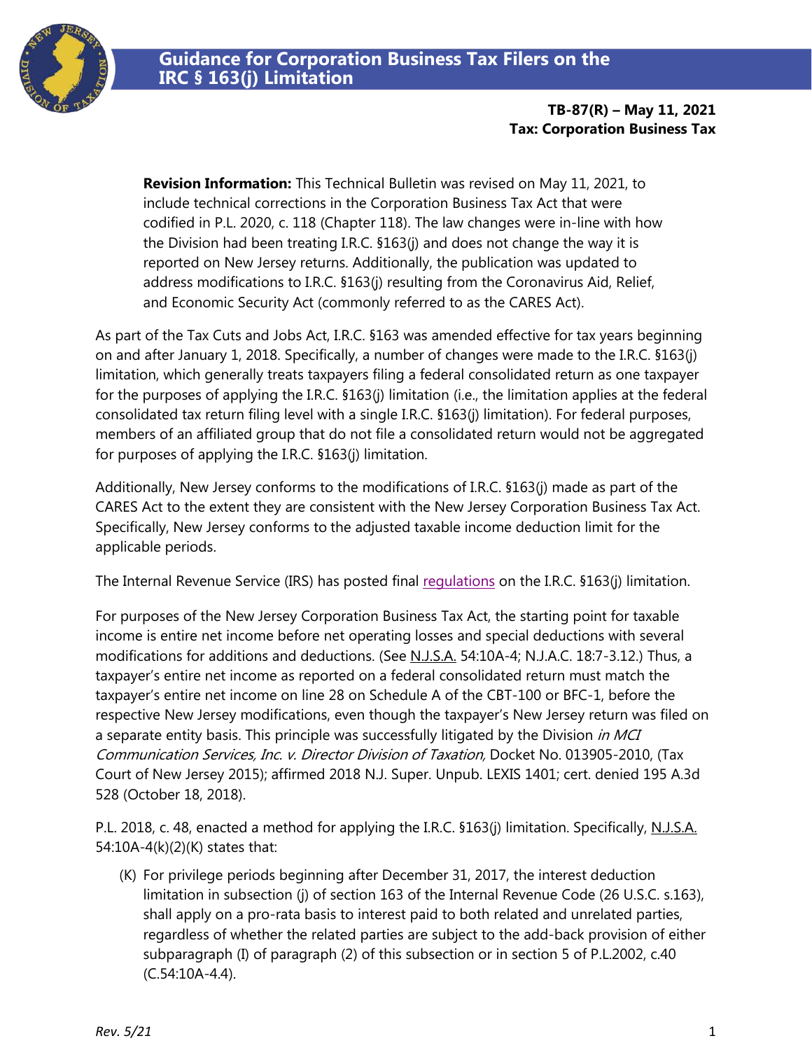# Guidance for Corporation Business Tax Filers on the IRC § 163(j) Limitation

**TB-87(R) – May 11, 2021**
**Tax: Corporation Business Tax**

**Revision Information:** This Technical Bulletin was revised on May 11, 2021, to include technical corrections in the Corporation Business Tax Act that were codified in P.L. 2020, c. 118 (Chapter 118). The law changes were in-line with how the Division had been treating I.R.C. §163(j) and does not change the way it is reported on New Jersey returns. Additionally, the publication was updated to address modifications to I.R.C. §163(j) resulting from the Coronavirus Aid, Relief, and Economic Security Act (commonly referred to as the CARES Act).

As part of the Tax Cuts and Jobs Act, I.R.C. §163 was amended effective for tax years beginning on and after January 1, 2018. Specifically, a number of changes were made to the I.R.C. §163(j) limitation, which generally treats taxpayers filing a federal consolidated return as one taxpayer for the purposes of applying the I.R.C. §163(j) limitation (i.e., the limitation applies at the federal consolidated tax return filing level with a single I.R.C. §163(j) limitation). For federal purposes, members of an affiliated group that do not file a consolidated return would not be aggregated for purposes of applying the I.R.C. §163(j) limitation.

Additionally, New Jersey conforms to the modifications of I.R.C. §163(j) made as part of the CARES Act to the extent they are consistent with the New Jersey Corporation Business Tax Act. Specifically, New Jersey conforms to the adjusted taxable income deduction limit for the applicable periods.

The Internal Revenue Service (IRS) has posted final regulations on the I.R.C. §163(j) limitation.

For purposes of the New Jersey Corporation Business Tax Act, the starting point for taxable income is entire net income before net operating losses and special deductions with several modifications for additions and deductions. (See N.J.S.A. 54:10A-4; N.J.A.C. 18:7-3.12.) Thus, a taxpayer's entire net income as reported on a federal consolidated return must match the taxpayer's entire net income on line 28 on Schedule A of the CBT-100 or BFC-1, before the respective New Jersey modifications, even though the taxpayer's New Jersey return was filed on a separate entity basis. This principle was successfully litigated by the Division *in MCI Communication Services, Inc. v. Director Division of Taxation,* Docket No. 013905-2010, (Tax Court of New Jersey 2015); affirmed 2018 N.J. Super. Unpub. LEXIS 1401; cert. denied 195 A.3d 528 (October 18, 2018).

P.L. 2018, c. 48, enacted a method for applying the I.R.C. §163(j) limitation. Specifically, N.J.S.A. 54:10A-4(k)(2)(K) states that:

> (K) For privilege periods beginning after December 31, 2017, the interest deduction limitation in subsection (j) of section 163 of the Internal Revenue Code (26 U.S.C. s.163), shall apply on a pro-rata basis to interest paid to both related and unrelated parties, regardless of whether the related parties are subject to the add-back provision of either subparagraph (I) of paragraph (2) of this subsection or in section 5 of P.L.2002, c.40 (C.54:10A-4.4).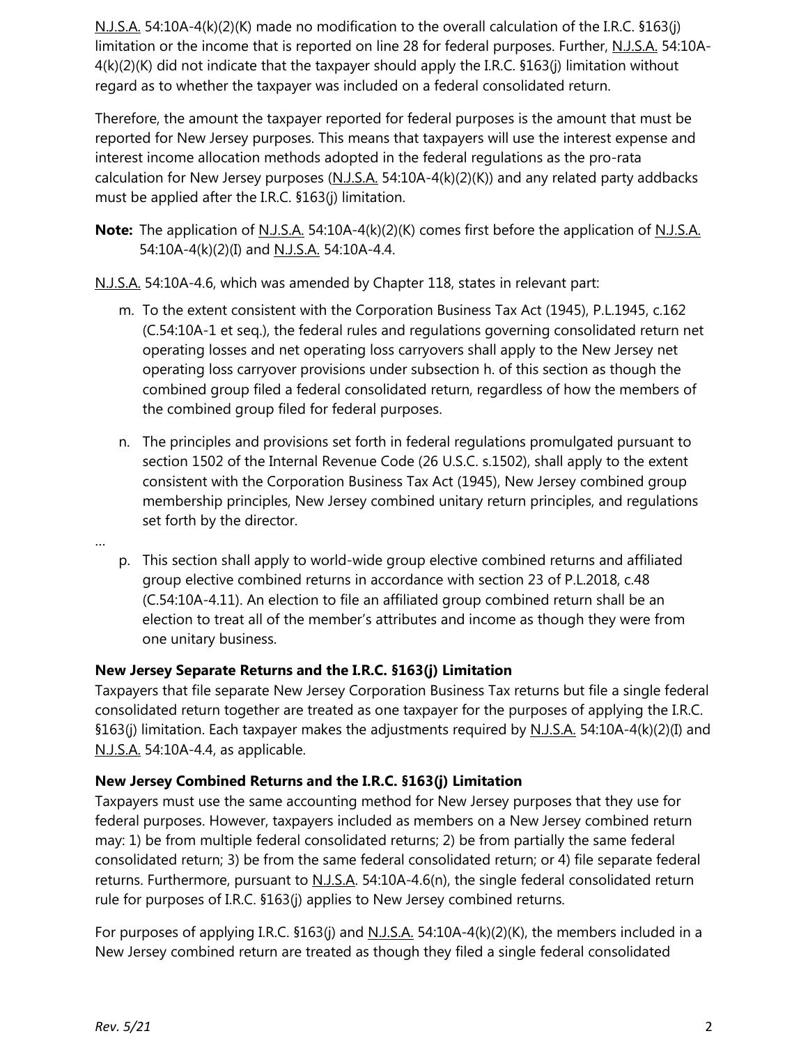N.J.S.A. 54:10A-4(k)(2)(K) made no modification to the overall calculation of the I.R.C. §163(j) limitation or the income that is reported on line 28 for federal purposes. Further, N.J.S.A. 54:10A-4(k)(2)(K) did not indicate that the taxpayer should apply the I.R.C. §163(j) limitation without regard as to whether the taxpayer was included on a federal consolidated return.

Therefore, the amount the taxpayer reported for federal purposes is the amount that must be reported for New Jersey purposes. This means that taxpayers will use the interest expense and interest income allocation methods adopted in the federal regulations as the pro-rata calculation for New Jersey purposes (N.J.S.A. 54:10A-4(k)(2)(K)) and any related party addbacks must be applied after the I.R.C. §163(j) limitation.

**Note:** The application of N.J.S.A. 54:10A-4(k)(2)(K) comes first before the application of N.J.S.A. 54:10A-4(k)(2)(I) and N.J.S.A. 54:10A-4.4.

N.J.S.A. 54:10A-4.6, which was amended by Chapter 118, states in relevant part:

m. To the extent consistent with the Corporation Business Tax Act (1945), P.L.1945, c.162 (C.54:10A-1 et seq.), the federal rules and regulations governing consolidated return net operating losses and net operating loss carryovers shall apply to the New Jersey net operating loss carryover provisions under subsection h. of this section as though the combined group filed a federal consolidated return, regardless of how the members of the combined group filed for federal purposes.

n. The principles and provisions set forth in federal regulations promulgated pursuant to section 1502 of the Internal Revenue Code (26 U.S.C. s.1502), shall apply to the extent consistent with the Corporation Business Tax Act (1945), New Jersey combined group membership principles, New Jersey combined unitary return principles, and regulations set forth by the director.

…

p. This section shall apply to world-wide group elective combined returns and affiliated group elective combined returns in accordance with section 23 of P.L.2018, c.48 (C.54:10A-4.11). An election to file an affiliated group combined return shall be an election to treat all of the member's attributes and income as though they were from one unitary business.

### New Jersey Separate Returns and the I.R.C. §163(j) Limitation

Taxpayers that file separate New Jersey Corporation Business Tax returns but file a single federal consolidated return together are treated as one taxpayer for the purposes of applying the I.R.C. §163(j) limitation. Each taxpayer makes the adjustments required by N.J.S.A. 54:10A-4(k)(2)(I) and N.J.S.A. 54:10A-4.4, as applicable.

### New Jersey Combined Returns and the I.R.C. §163(j) Limitation

Taxpayers must use the same accounting method for New Jersey purposes that they use for federal purposes. However, taxpayers included as members on a New Jersey combined return may: 1) be from multiple federal consolidated returns; 2) be from partially the same federal consolidated return; 3) be from the same federal consolidated return; or 4) file separate federal returns. Furthermore, pursuant to N.J.S.A. 54:10A-4.6(n), the single federal consolidated return rule for purposes of I.R.C. §163(j) applies to New Jersey combined returns.

For purposes of applying I.R.C. §163(j) and N.J.S.A. 54:10A-4(k)(2)(K), the members included in a New Jersey combined return are treated as though they filed a single federal consolidated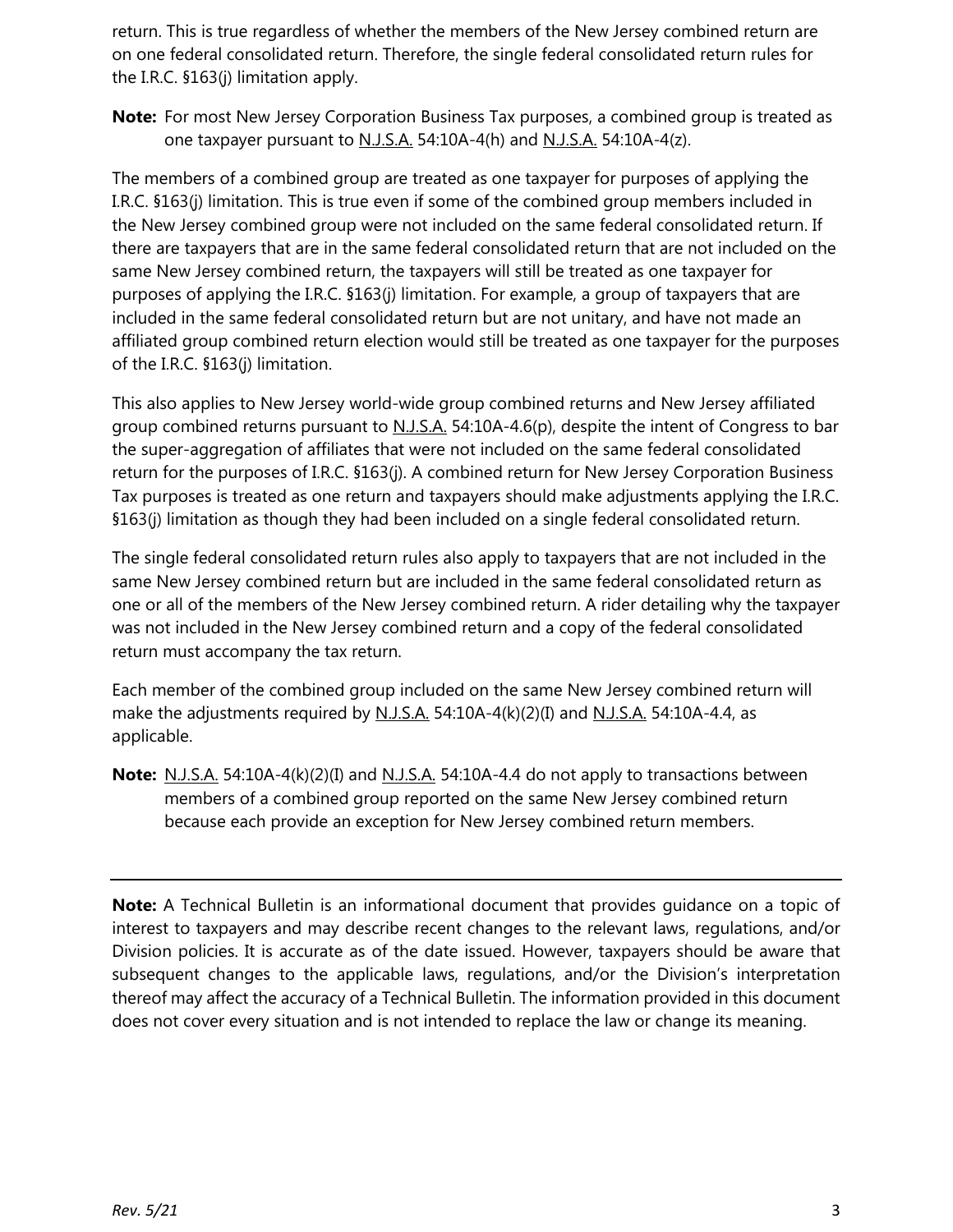return. This is true regardless of whether the members of the New Jersey combined return are on one federal consolidated return. Therefore, the single federal consolidated return rules for the I.R.C. §163(j) limitation apply.

**Note:** For most New Jersey Corporation Business Tax purposes, a combined group is treated as one taxpayer pursuant to N.J.S.A. 54:10A-4(h) and N.J.S.A. 54:10A-4(z).

The members of a combined group are treated as one taxpayer for purposes of applying the I.R.C. §163(j) limitation. This is true even if some of the combined group members included in the New Jersey combined group were not included on the same federal consolidated return. If there are taxpayers that are in the same federal consolidated return that are not included on the same New Jersey combined return, the taxpayers will still be treated as one taxpayer for purposes of applying the I.R.C. §163(j) limitation. For example, a group of taxpayers that are included in the same federal consolidated return but are not unitary, and have not made an affiliated group combined return election would still be treated as one taxpayer for the purposes of the I.R.C. §163(j) limitation.

This also applies to New Jersey world-wide group combined returns and New Jersey affiliated group combined returns pursuant to N.J.S.A. 54:10A-4.6(p), despite the intent of Congress to bar the super-aggregation of affiliates that were not included on the same federal consolidated return for the purposes of I.R.C. §163(j). A combined return for New Jersey Corporation Business Tax purposes is treated as one return and taxpayers should make adjustments applying the I.R.C. §163(j) limitation as though they had been included on a single federal consolidated return.

The single federal consolidated return rules also apply to taxpayers that are not included in the same New Jersey combined return but are included in the same federal consolidated return as one or all of the members of the New Jersey combined return. A rider detailing why the taxpayer was not included in the New Jersey combined return and a copy of the federal consolidated return must accompany the tax return.

Each member of the combined group included on the same New Jersey combined return will make the adjustments required by N.J.S.A. 54:10A-4(k)(2)(I) and N.J.S.A. 54:10A-4.4, as applicable.

**Note:** N.J.S.A. 54:10A-4(k)(2)(I) and N.J.S.A. 54:10A-4.4 do not apply to transactions between members of a combined group reported on the same New Jersey combined return because each provide an exception for New Jersey combined return members.

---

**Note:** A Technical Bulletin is an informational document that provides guidance on a topic of interest to taxpayers and may describe recent changes to the relevant laws, regulations, and/or Division policies. It is accurate as of the date issued. However, taxpayers should be aware that subsequent changes to the applicable laws, regulations, and/or the Division's interpretation thereof may affect the accuracy of a Technical Bulletin. The information provided in this document does not cover every situation and is not intended to replace the law or change its meaning.